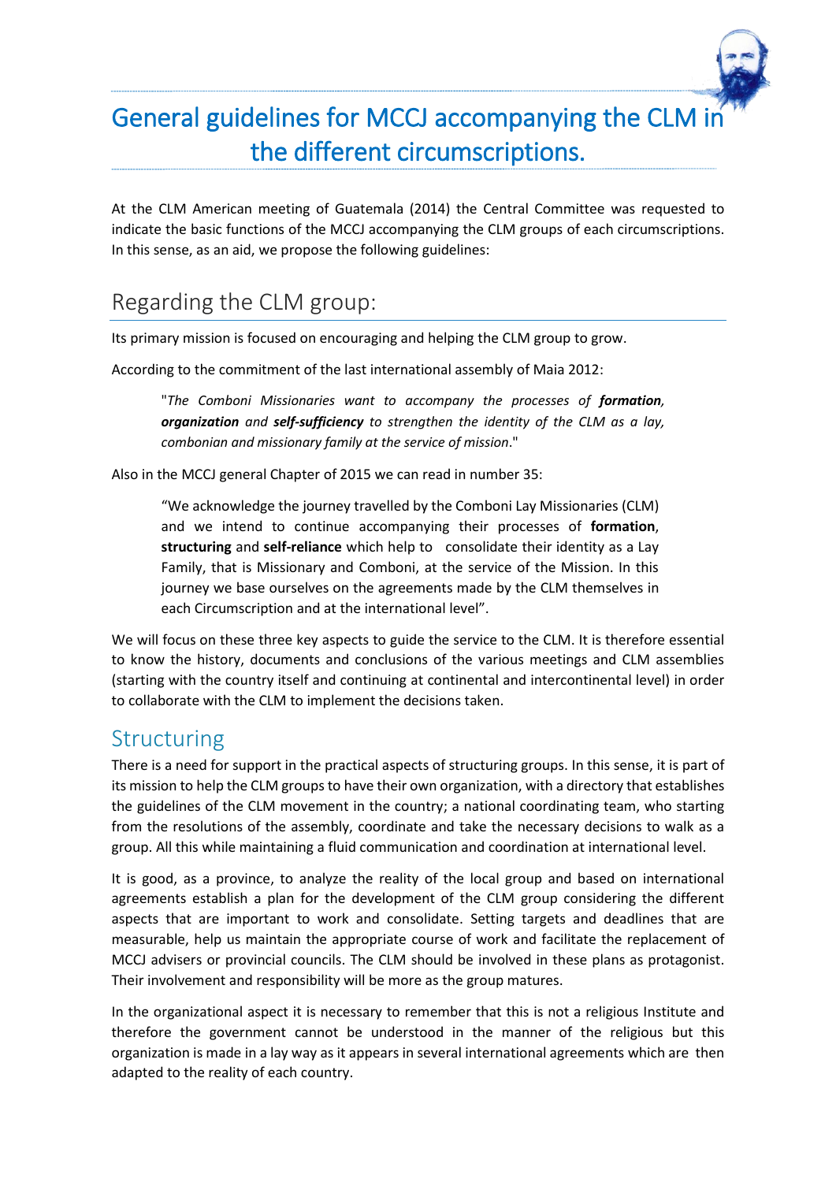# General guidelines for MCCJ accompanying the CLM in the different circumscriptions.

At the CLM American meeting of Guatemala (2014) the Central Committee was requested to indicate the basic functions of the MCCJ accompanying the CLM groups of each circumscriptions. In this sense, as an aid, we propose the following guidelines:

## Regarding the CLM group:

Its primary mission is focused on encouraging and helping the CLM group to grow.

According to the commitment of the last international assembly of Maia 2012:

> "*The Comboni Missionaries want to accompany the processes of **formation**, **organization** and **self-sufficiency** to strengthen the identity of the CLM as a lay, combonian and missionary family at the service of mission*."

Also in the MCCJ general Chapter of 2015 we can read in number 35:

> "We acknowledge the journey travelled by the Comboni Lay Missionaries (CLM) and we intend to continue accompanying their processes of **formation**, **structuring** and **self-reliance** which help to consolidate their identity as a Lay Family, that is Missionary and Comboni, at the service of the Mission. In this journey we base ourselves on the agreements made by the CLM themselves in each Circumscription and at the international level".

We will focus on these three key aspects to guide the service to the CLM. It is therefore essential to know the history, documents and conclusions of the various meetings and CLM assemblies (starting with the country itself and continuing at continental and intercontinental level) in order to collaborate with the CLM to implement the decisions taken.

### Structuring

There is a need for support in the practical aspects of structuring groups. In this sense, it is part of its mission to help the CLM groups to have their own organization, with a directory that establishes the guidelines of the CLM movement in the country; a national coordinating team, who starting from the resolutions of the assembly, coordinate and take the necessary decisions to walk as a group. All this while maintaining a fluid communication and coordination at international level.

It is good, as a province, to analyze the reality of the local group and based on international agreements establish a plan for the development of the CLM group considering the different aspects that are important to work and consolidate. Setting targets and deadlines that are measurable, help us maintain the appropriate course of work and facilitate the replacement of MCCJ advisers or provincial councils. The CLM should be involved in these plans as protagonist. Their involvement and responsibility will be more as the group matures.

In the organizational aspect it is necessary to remember that this is not a religious Institute and therefore the government cannot be understood in the manner of the religious but this organization is made in a lay way as it appears in several international agreements which are then adapted to the reality of each country.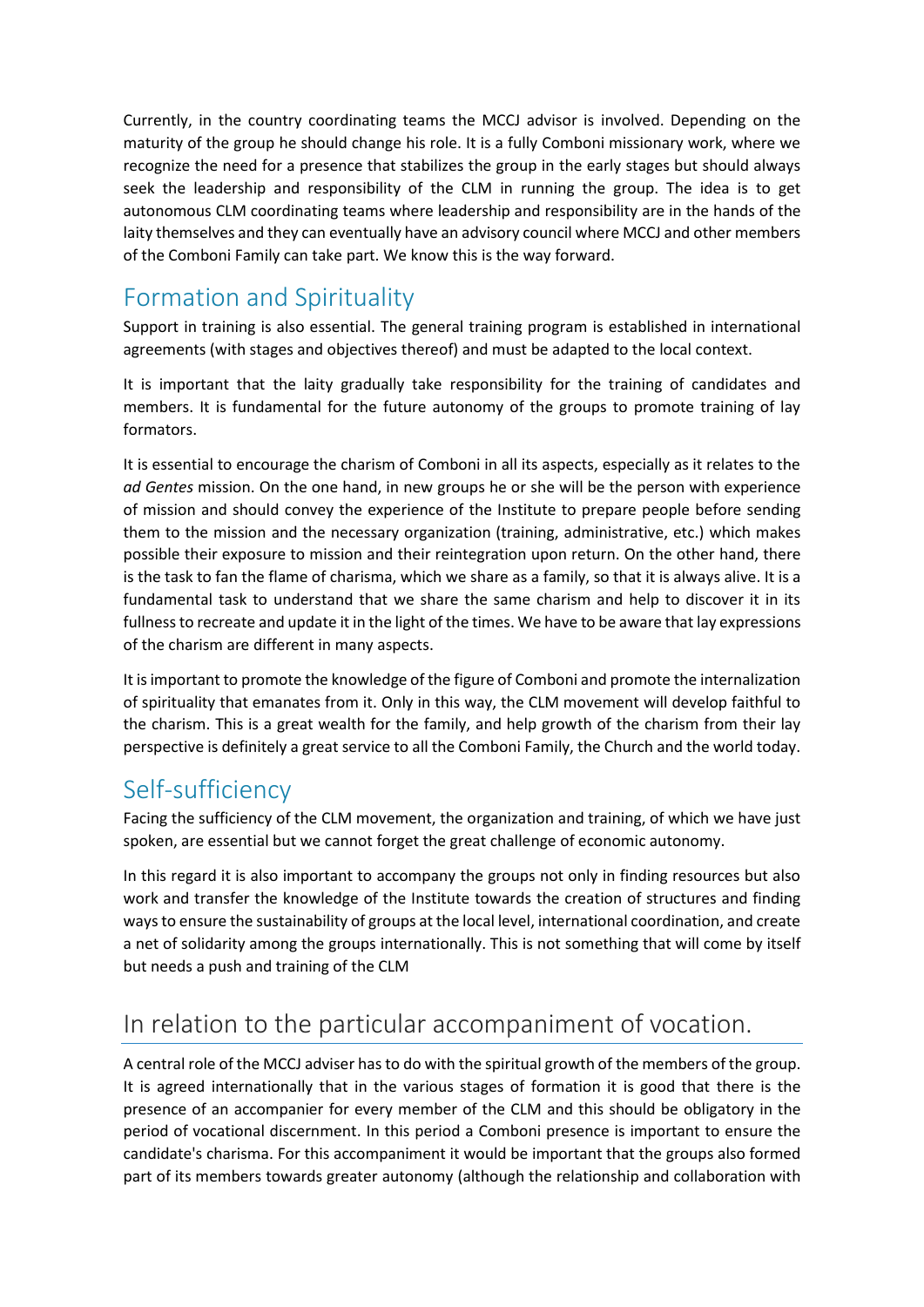Currently, in the country coordinating teams the MCCJ advisor is involved. Depending on the maturity of the group he should change his role. It is a fully Comboni missionary work, where we recognize the need for a presence that stabilizes the group in the early stages but should always seek the leadership and responsibility of the CLM in running the group. The idea is to get autonomous CLM coordinating teams where leadership and responsibility are in the hands of the laity themselves and they can eventually have an advisory council where MCCJ and other members of the Comboni Family can take part. We know this is the way forward.

## Formation and Spirituality

Support in training is also essential. The general training program is established in international agreements (with stages and objectives thereof) and must be adapted to the local context.

It is important that the laity gradually take responsibility for the training of candidates and members. It is fundamental for the future autonomy of the groups to promote training of lay formators.

It is essential to encourage the charism of Comboni in all its aspects, especially as it relates to the *ad Gentes* mission. On the one hand, in new groups he or she will be the person with experience of mission and should convey the experience of the Institute to prepare people before sending them to the mission and the necessary organization (training, administrative, etc.) which makes possible their exposure to mission and their reintegration upon return. On the other hand, there is the task to fan the flame of charisma, which we share as a family, so that it is always alive. It is a fundamental task to understand that we share the same charism and help to discover it in its fullness to recreate and update it in the light of the times. We have to be aware that lay expressions of the charism are different in many aspects.

It is important to promote the knowledge of the figure of Comboni and promote the internalization of spirituality that emanates from it. Only in this way, the CLM movement will develop faithful to the charism. This is a great wealth for the family, and help growth of the charism from their lay perspective is definitely a great service to all the Comboni Family, the Church and the world today.

## Self-sufficiency

Facing the sufficiency of the CLM movement, the organization and training, of which we have just spoken, are essential but we cannot forget the great challenge of economic autonomy.

In this regard it is also important to accompany the groups not only in finding resources but also work and transfer the knowledge of the Institute towards the creation of structures and finding ways to ensure the sustainability of groups at the local level, international coordination, and create a net of solidarity among the groups internationally. This is not something that will come by itself but needs a push and training of the CLM

# In relation to the particular accompaniment of vocation.

A central role of the MCCJ adviser has to do with the spiritual growth of the members of the group. It is agreed internationally that in the various stages of formation it is good that there is the presence of an accompanier for every member of the CLM and this should be obligatory in the period of vocational discernment. In this period a Comboni presence is important to ensure the candidate's charisma. For this accompaniment it would be important that the groups also formed part of its members towards greater autonomy (although the relationship and collaboration with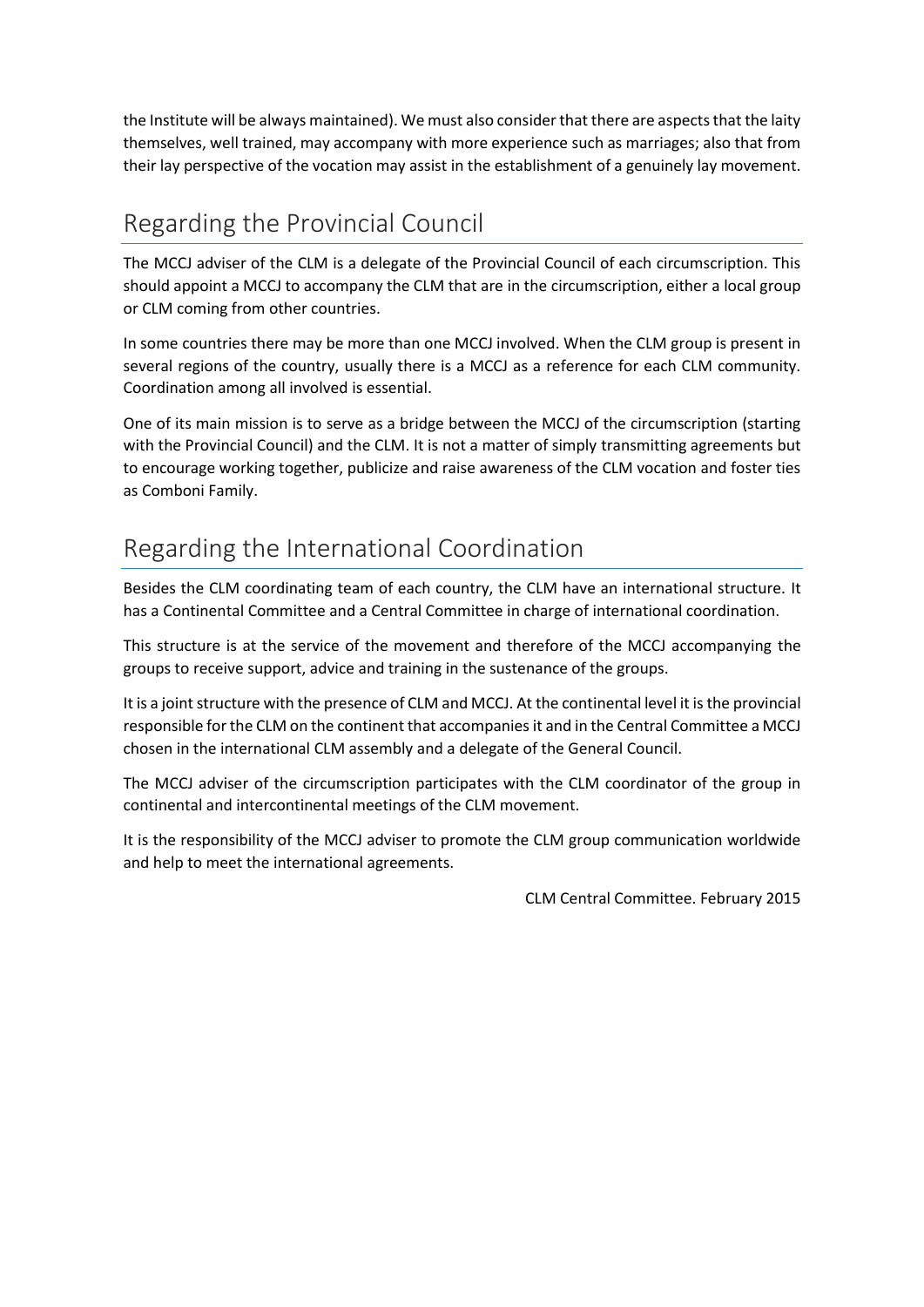the Institute will be always maintained). We must also consider that there are aspects that the laity themselves, well trained, may accompany with more experience such as marriages; also that from their lay perspective of the vocation may assist in the establishment of a genuinely lay movement.

## Regarding the Provincial Council

The MCCJ adviser of the CLM is a delegate of the Provincial Council of each circumscription. This should appoint a MCCJ to accompany the CLM that are in the circumscription, either a local group or CLM coming from other countries.

In some countries there may be more than one MCCJ involved. When the CLM group is present in several regions of the country, usually there is a MCCJ as a reference for each CLM community. Coordination among all involved is essential.

One of its main mission is to serve as a bridge between the MCCJ of the circumscription (starting with the Provincial Council) and the CLM. It is not a matter of simply transmitting agreements but to encourage working together, publicize and raise awareness of the CLM vocation and foster ties as Comboni Family.

## Regarding the International Coordination

Besides the CLM coordinating team of each country, the CLM have an international structure. It has a Continental Committee and a Central Committee in charge of international coordination.

This structure is at the service of the movement and therefore of the MCCJ accompanying the groups to receive support, advice and training in the sustenance of the groups.

It is a joint structure with the presence of CLM and MCCJ. At the continental level it is the provincial responsible for the CLM on the continent that accompanies it and in the Central Committee a MCCJ chosen in the international CLM assembly and a delegate of the General Council.

The MCCJ adviser of the circumscription participates with the CLM coordinator of the group in continental and intercontinental meetings of the CLM movement.

It is the responsibility of the MCCJ adviser to promote the CLM group communication worldwide and help to meet the international agreements.

CLM Central Committee. February 2015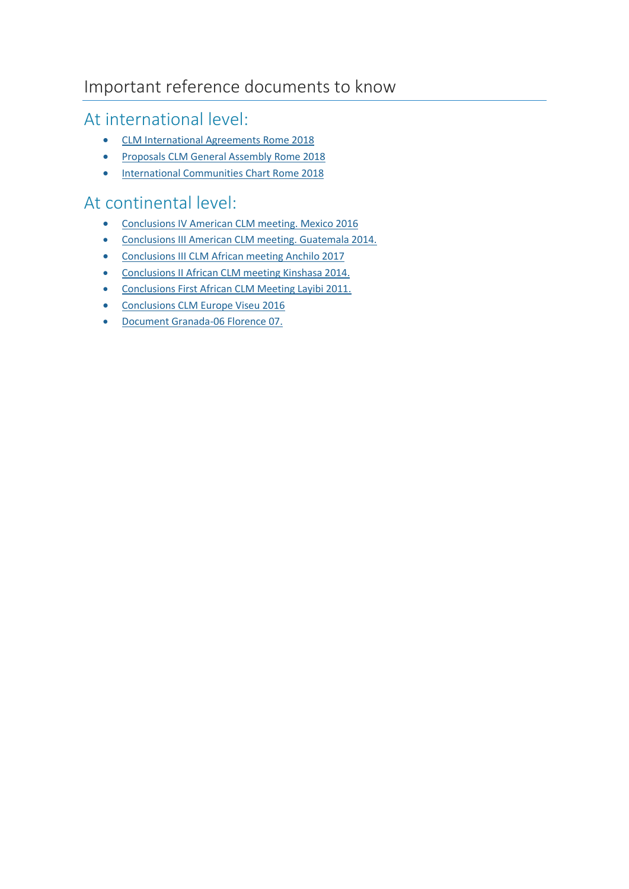# Important reference documents to know

## At international level:

- CLM International Agreements Rome 2018
- Proposals CLM General Assembly Rome 2018
- International Communities Chart Rome 2018

## At continental level:

- Conclusions IV American CLM meeting. Mexico 2016
- Conclusions III American CLM meeting. Guatemala 2014.
- Conclusions III CLM African meeting Anchilo 2017
- Conclusions II African CLM meeting Kinshasa 2014.
- Conclusions First African CLM Meeting Layibi 2011.
- Conclusions CLM Europe Viseu 2016
- Document Granada-06 Florence 07.